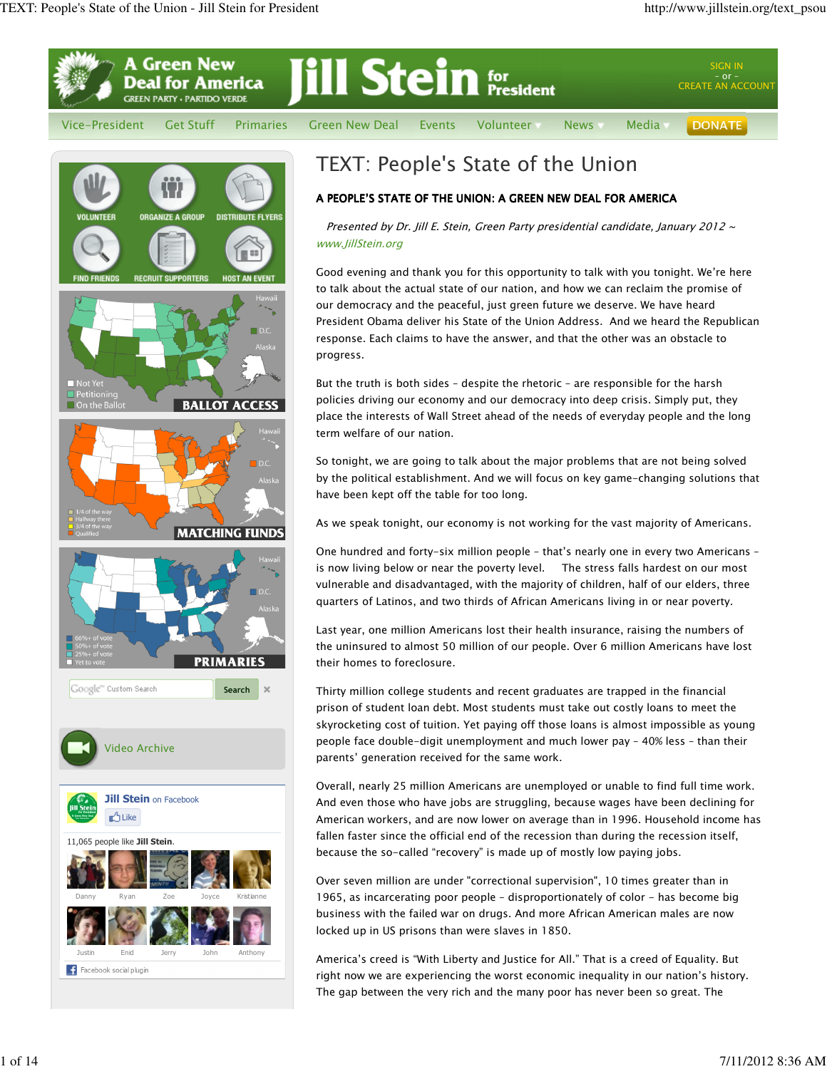# TEXT: People's State of the Union

## A PEOPLE'S STATE OF THE UNION: A GREEN NEW DEAL FOR AMERICA

*Presented by Dr. Jill E. Stein, Green Party presidential candidate, January 2012 ~ www.JillStein.org*

Good evening and thank you for this opportunity to talk with you tonight. We're here to talk about the actual state of our nation, and how we can reclaim the promise of our democracy and the peaceful, just green future we deserve. We have heard President Obama deliver his State of the Union Address. And we heard the Republican response. Each claims to have the answer, and that the other was an obstacle to progress.

But the truth is both sides – despite the rhetoric – are responsible for the harsh policies driving our economy and our democracy into deep crisis. Simply put, they place the interests of Wall Street ahead of the needs of everyday people and the long term welfare of our nation.

So tonight, we are going to talk about the major problems that are not being solved by the political establishment. And we will focus on key game-changing solutions that have been kept off the table for too long.

As we speak tonight, our economy is not working for the vast majority of Americans.

One hundred and forty-six million people – that's nearly one in every two Americans – is now living below or near the poverty level. The stress falls hardest on our most vulnerable and disadvantaged, with the majority of children, half of our elders, three quarters of Latinos, and two thirds of African Americans living in or near poverty.

Last year, one million Americans lost their health insurance, raising the numbers of the uninsured to almost 50 million of our people. Over 6 million Americans have lost their homes to foreclosure.

Thirty million college students and recent graduates are trapped in the financial prison of student loan debt. Most students must take out costly loans to meet the skyrocketing cost of tuition. Yet paying off those loans is almost impossible as young people face double-digit unemployment and much lower pay – 40% less – than their parents' generation received for the same work.

Overall, nearly 25 million Americans are unemployed or unable to find full time work. And even those who have jobs are struggling, because wages have been declining for American workers, and are now lower on average than in 1996. Household income has fallen faster since the official end of the recession than during the recession itself, because the so-called "recovery" is made up of mostly low paying jobs.

Over seven million are under "correctional supervision", 10 times greater than in 1965, as incarcerating poor people – disproportionately of color – has become big business with the failed war on drugs. And more African American males are now locked up in US prisons than were slaves in 1850.

America's creed is "With Liberty and Justice for All." That is a creed of Equality. But right now we are experiencing the worst economic inequality in our nation's history. The gap between the very rich and the many poor has never been so great. The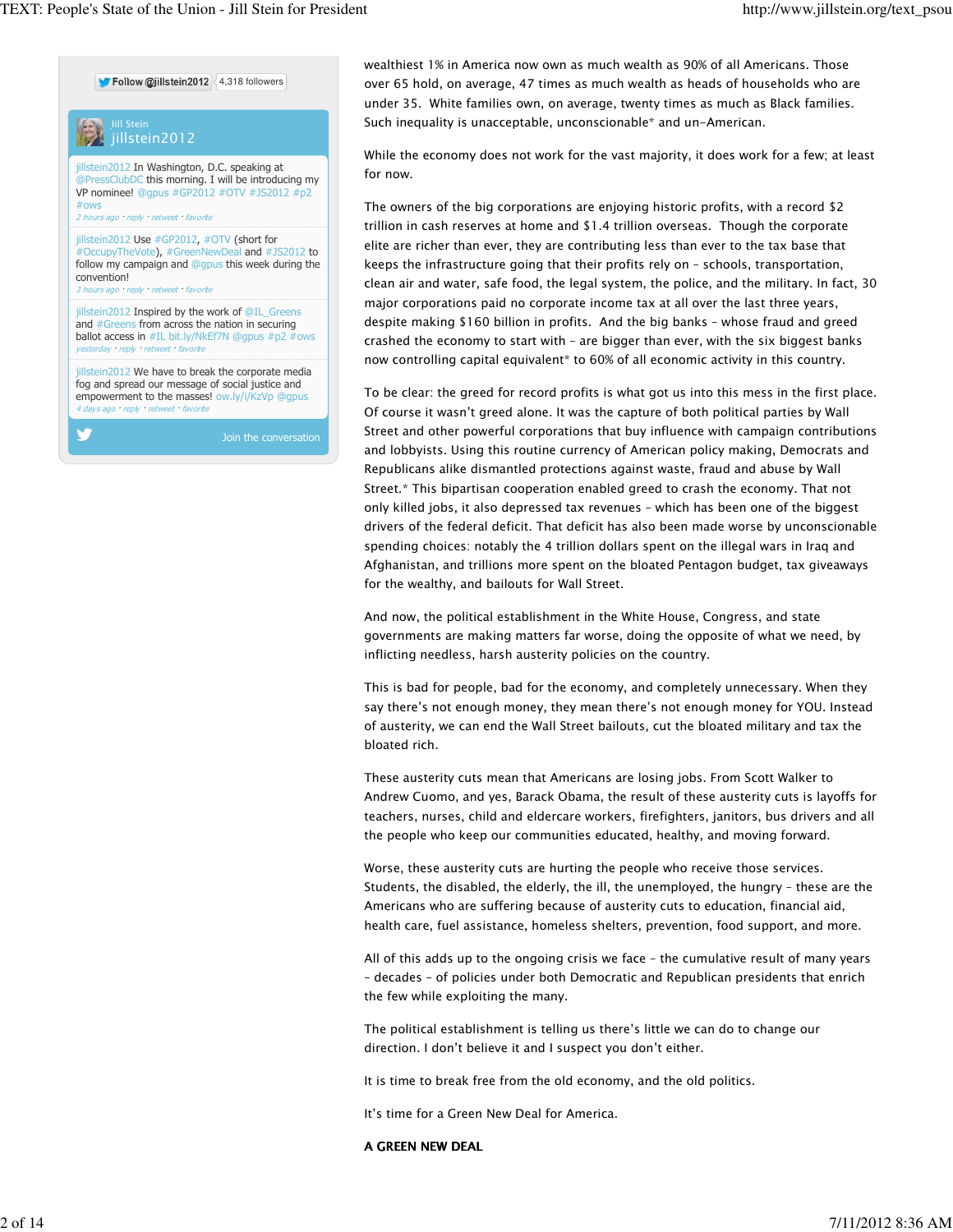jillstein2012 In Washington, D.C. speaking at @PressClubDC this morning. I will be introducing my VP nominee! @gpus #GP2012 #OTV #JS2012 #p2 #ows
2 hours ago · reply · retweet · favorite

jillstein2012 Use #GP2012, #OTV (short for #OccupyTheVote), #GreenNewDeal and #JS2012 to follow my campaign and @gpus this week during the convention!
3 hours ago · reply · retweet · favorite

jillstein2012 Inspired by the work of @IL_Greens and #Greens from across the nation in securing ballot access in #IL bit.ly/NkEf7N @gpus #p2 #ows
yesterday · reply · retweet · favorite

jillstein2012 We have to break the corporate media fog and spread our message of social justice and empowerment to the masses! ow.ly/i/KzVp @gpus
4 days ago · reply · retweet · favorite

wealthiest 1% in America now own as much wealth as 90% of all Americans. Those over 65 hold, on average, 47 times as much wealth as heads of households who are under 35. White families own, on average, twenty times as much as Black families. Such inequality is unacceptable, unconscionable* and un-American.

While the economy does not work for the vast majority, it does work for a few; at least for now.

The owners of the big corporations are enjoying historic profits, with a record $2 trillion in cash reserves at home and $1.4 trillion overseas. Though the corporate elite are richer than ever, they are contributing less than ever to the tax base that keeps the infrastructure going that their profits rely on – schools, transportation, clean air and water, safe food, the legal system, the police, and the military. In fact, 30 major corporations paid no corporate income tax at all over the last three years, despite making $160 billion in profits. And the big banks – whose fraud and greed crashed the economy to start with – are bigger than ever, with the six biggest banks now controlling capital equivalent* to 60% of all economic activity in this country.

To be clear: the greed for record profits is what got us into this mess in the first place. Of course it wasn't greed alone. It was the capture of both political parties by Wall Street and other powerful corporations that buy influence with campaign contributions and lobbyists. Using this routine currency of American policy making, Democrats and Republicans alike dismantled protections against waste, fraud and abuse by Wall Street.* This bipartisan cooperation enabled greed to crash the economy. That not only killed jobs, it also depressed tax revenues – which has been one of the biggest drivers of the federal deficit. That deficit has also been made worse by unconscionable spending choices: notably the 4 trillion dollars spent on the illegal wars in Iraq and Afghanistan, and trillions more spent on the bloated Pentagon budget, tax giveaways for the wealthy, and bailouts for Wall Street.

And now, the political establishment in the White House, Congress, and state governments are making matters far worse, doing the opposite of what we need, by inflicting needless, harsh austerity policies on the country.

This is bad for people, bad for the economy, and completely unnecessary. When they say there's not enough money, they mean there's not enough money for YOU. Instead of austerity, we can end the Wall Street bailouts, cut the bloated military and tax the bloated rich.

These austerity cuts mean that Americans are losing jobs. From Scott Walker to Andrew Cuomo, and yes, Barack Obama, the result of these austerity cuts is layoffs for teachers, nurses, child and eldercare workers, firefighters, janitors, bus drivers and all the people who keep our communities educated, healthy, and moving forward.

Worse, these austerity cuts are hurting the people who receive those services. Students, the disabled, the elderly, the ill, the unemployed, the hungry – these are the Americans who are suffering because of austerity cuts to education, financial aid, health care, fuel assistance, homeless shelters, prevention, food support, and more.

All of this adds up to the ongoing crisis we face – the cumulative result of many years – decades – of policies under both Democratic and Republican presidents that enrich the few while exploiting the many.

The political establishment is telling us there's little we can do to change our direction. I don't believe it and I suspect you don't either.

It is time to break free from the old economy, and the old politics.

It's time for a Green New Deal for America.

**A GREEN NEW DEAL**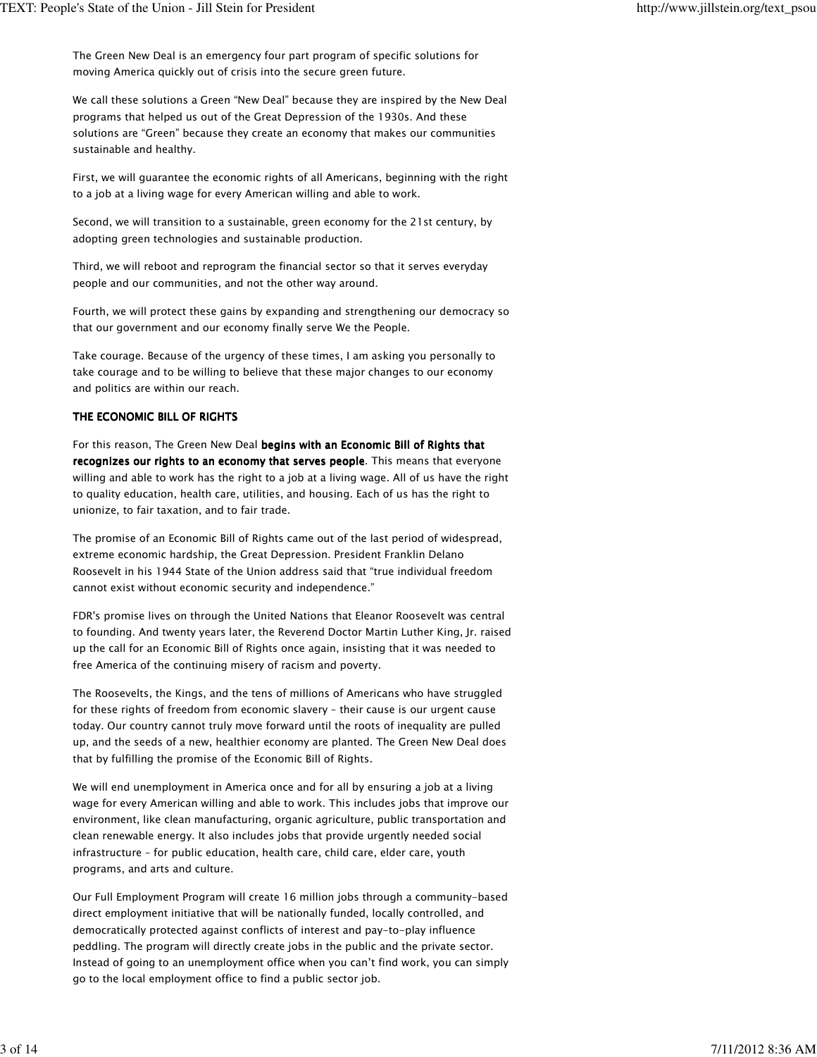The Green New Deal is an emergency four part program of specific solutions for moving America quickly out of crisis into the secure green future.

We call these solutions a Green "New Deal" because they are inspired by the New Deal programs that helped us out of the Great Depression of the 1930s. And these solutions are "Green" because they create an economy that makes our communities sustainable and healthy.

First, we will guarantee the economic rights of all Americans, beginning with the right to a job at a living wage for every American willing and able to work.

Second, we will transition to a sustainable, green economy for the 21st century, by adopting green technologies and sustainable production.

Third, we will reboot and reprogram the financial sector so that it serves everyday people and our communities, and not the other way around.

Fourth, we will protect these gains by expanding and strengthening our democracy so that our government and our economy finally serve We the People.

Take courage. Because of the urgency of these times, I am asking you personally to take courage and to be willing to believe that these major changes to our economy and politics are within our reach.

## THE ECONOMIC BILL OF RIGHTS

For this reason, The Green New Deal **begins with an Economic Bill of Rights that recognizes our rights to an economy that serves people**. This means that everyone willing and able to work has the right to a job at a living wage. All of us have the right to quality education, health care, utilities, and housing. Each of us has the right to unionize, to fair taxation, and to fair trade.

The promise of an Economic Bill of Rights came out of the last period of widespread, extreme economic hardship, the Great Depression. President Franklin Delano Roosevelt in his 1944 State of the Union address said that "true individual freedom cannot exist without economic security and independence."

FDR's promise lives on through the United Nations that Eleanor Roosevelt was central to founding. And twenty years later, the Reverend Doctor Martin Luther King, Jr. raised up the call for an Economic Bill of Rights once again, insisting that it was needed to free America of the continuing misery of racism and poverty.

The Roosevelts, the Kings, and the tens of millions of Americans who have struggled for these rights of freedom from economic slavery – their cause is our urgent cause today. Our country cannot truly move forward until the roots of inequality are pulled up, and the seeds of a new, healthier economy are planted. The Green New Deal does that by fulfilling the promise of the Economic Bill of Rights.

We will end unemployment in America once and for all by ensuring a job at a living wage for every American willing and able to work. This includes jobs that improve our environment, like clean manufacturing, organic agriculture, public transportation and clean renewable energy. It also includes jobs that provide urgently needed social infrastructure – for public education, health care, child care, elder care, youth programs, and arts and culture.

Our Full Employment Program will create 16 million jobs through a community-based direct employment initiative that will be nationally funded, locally controlled, and democratically protected against conflicts of interest and pay-to-play influence peddling. The program will directly create jobs in the public and the private sector. Instead of going to an unemployment office when you can't find work, you can simply go to the local employment office to find a public sector job.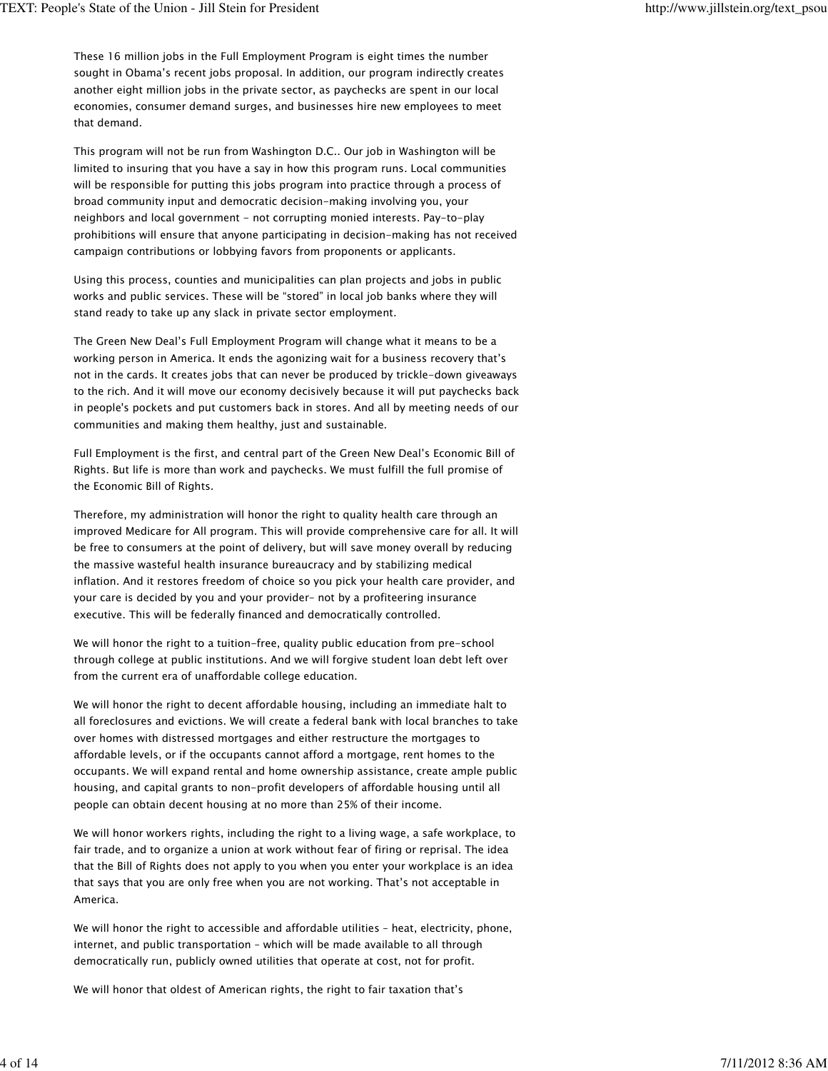These 16 million jobs in the Full Employment Program is eight times the number sought in Obama's recent jobs proposal. In addition, our program indirectly creates another eight million jobs in the private sector, as paychecks are spent in our local economies, consumer demand surges, and businesses hire new employees to meet that demand.

This program will not be run from Washington D.C.. Our job in Washington will be limited to insuring that you have a say in how this program runs. Local communities will be responsible for putting this jobs program into practice through a process of broad community input and democratic decision-making involving you, your neighbors and local government - not corrupting monied interests. Pay-to-play prohibitions will ensure that anyone participating in decision-making has not received campaign contributions or lobbying favors from proponents or applicants.

Using this process, counties and municipalities can plan projects and jobs in public works and public services. These will be "stored" in local job banks where they will stand ready to take up any slack in private sector employment.

The Green New Deal's Full Employment Program will change what it means to be a working person in America. It ends the agonizing wait for a business recovery that's not in the cards. It creates jobs that can never be produced by trickle-down giveaways to the rich. And it will move our economy decisively because it will put paychecks back in people's pockets and put customers back in stores. And all by meeting needs of our communities and making them healthy, just and sustainable.

Full Employment is the first, and central part of the Green New Deal's Economic Bill of Rights. But life is more than work and paychecks. We must fulfill the full promise of the Economic Bill of Rights.

Therefore, my administration will honor the right to quality health care through an improved Medicare for All program. This will provide comprehensive care for all. It will be free to consumers at the point of delivery, but will save money overall by reducing the massive wasteful health insurance bureaucracy and by stabilizing medical inflation. And it restores freedom of choice so you pick your health care provider, and your care is decided by you and your provider– not by a profiteering insurance executive. This will be federally financed and democratically controlled.

We will honor the right to a tuition-free, quality public education from pre-school through college at public institutions. And we will forgive student loan debt left over from the current era of unaffordable college education.

We will honor the right to decent affordable housing, including an immediate halt to all foreclosures and evictions. We will create a federal bank with local branches to take over homes with distressed mortgages and either restructure the mortgages to affordable levels, or if the occupants cannot afford a mortgage, rent homes to the occupants. We will expand rental and home ownership assistance, create ample public housing, and capital grants to non-profit developers of affordable housing until all people can obtain decent housing at no more than 25% of their income.

We will honor workers rights, including the right to a living wage, a safe workplace, to fair trade, and to organize a union at work without fear of firing or reprisal. The idea that the Bill of Rights does not apply to you when you enter your workplace is an idea that says that you are only free when you are not working. That's not acceptable in America.

We will honor the right to accessible and affordable utilities – heat, electricity, phone, internet, and public transportation – which will be made available to all through democratically run, publicly owned utilities that operate at cost, not for profit.

We will honor that oldest of American rights, the right to fair taxation that's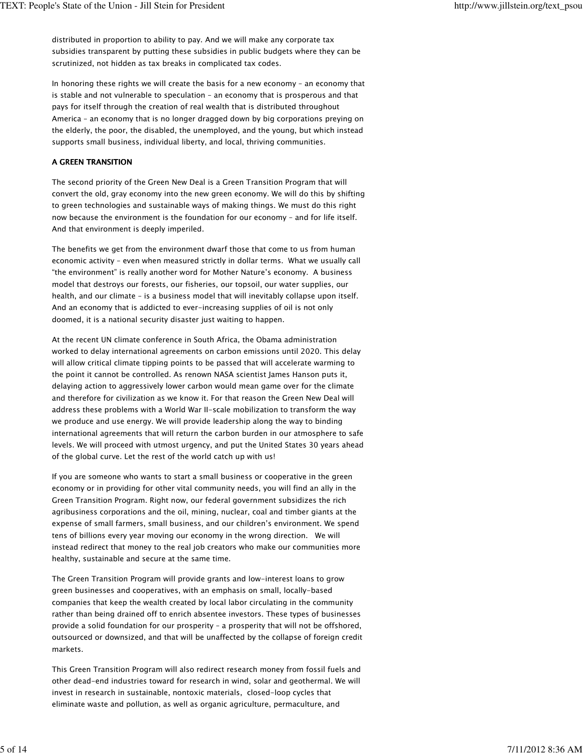distributed in proportion to ability to pay. And we will make any corporate tax subsidies transparent by putting these subsidies in public budgets where they can be scrutinized, not hidden as tax breaks in complicated tax codes.

In honoring these rights we will create the basis for a new economy – an economy that is stable and not vulnerable to speculation – an economy that is prosperous and that pays for itself through the creation of real wealth that is distributed throughout America – an economy that is no longer dragged down by big corporations preying on the elderly, the poor, the disabled, the unemployed, and the young, but which instead supports small business, individual liberty, and local, thriving communities.

## A GREEN TRANSITION

The second priority of the Green New Deal is a Green Transition Program that will convert the old, gray economy into the new green economy. We will do this by shifting to green technologies and sustainable ways of making things. We must do this right now because the environment is the foundation for our economy – and for life itself. And that environment is deeply imperiled.

The benefits we get from the environment dwarf those that come to us from human economic activity – even when measured strictly in dollar terms. What we usually call "the environment" is really another word for Mother Nature's economy. A business model that destroys our forests, our fisheries, our topsoil, our water supplies, our health, and our climate – is a business model that will inevitably collapse upon itself. And an economy that is addicted to ever-increasing supplies of oil is not only doomed, it is a national security disaster just waiting to happen.

At the recent UN climate conference in South Africa, the Obama administration worked to delay international agreements on carbon emissions until 2020. This delay will allow critical climate tipping points to be passed that will accelerate warming to the point it cannot be controlled. As renown NASA scientist James Hanson puts it, delaying action to aggressively lower carbon would mean game over for the climate and therefore for civilization as we know it. For that reason the Green New Deal will address these problems with a World War II-scale mobilization to transform the way we produce and use energy. We will provide leadership along the way to binding international agreements that will return the carbon burden in our atmosphere to safe levels. We will proceed with utmost urgency, and put the United States 30 years ahead of the global curve. Let the rest of the world catch up with us!

If you are someone who wants to start a small business or cooperative in the green economy or in providing for other vital community needs, you will find an ally in the Green Transition Program. Right now, our federal government subsidizes the rich agribusiness corporations and the oil, mining, nuclear, coal and timber giants at the expense of small farmers, small business, and our children's environment. We spend tens of billions every year moving our economy in the wrong direction. We will instead redirect that money to the real job creators who make our communities more healthy, sustainable and secure at the same time.

The Green Transition Program will provide grants and low-interest loans to grow green businesses and cooperatives, with an emphasis on small, locally-based companies that keep the wealth created by local labor circulating in the community rather than being drained off to enrich absentee investors. These types of businesses provide a solid foundation for our prosperity – a prosperity that will not be offshored, outsourced or downsized, and that will be unaffected by the collapse of foreign credit markets.

This Green Transition Program will also redirect research money from fossil fuels and other dead-end industries toward for research in wind, solar and geothermal. We will invest in research in sustainable, nontoxic materials, closed-loop cycles that eliminate waste and pollution, as well as organic agriculture, permaculture, and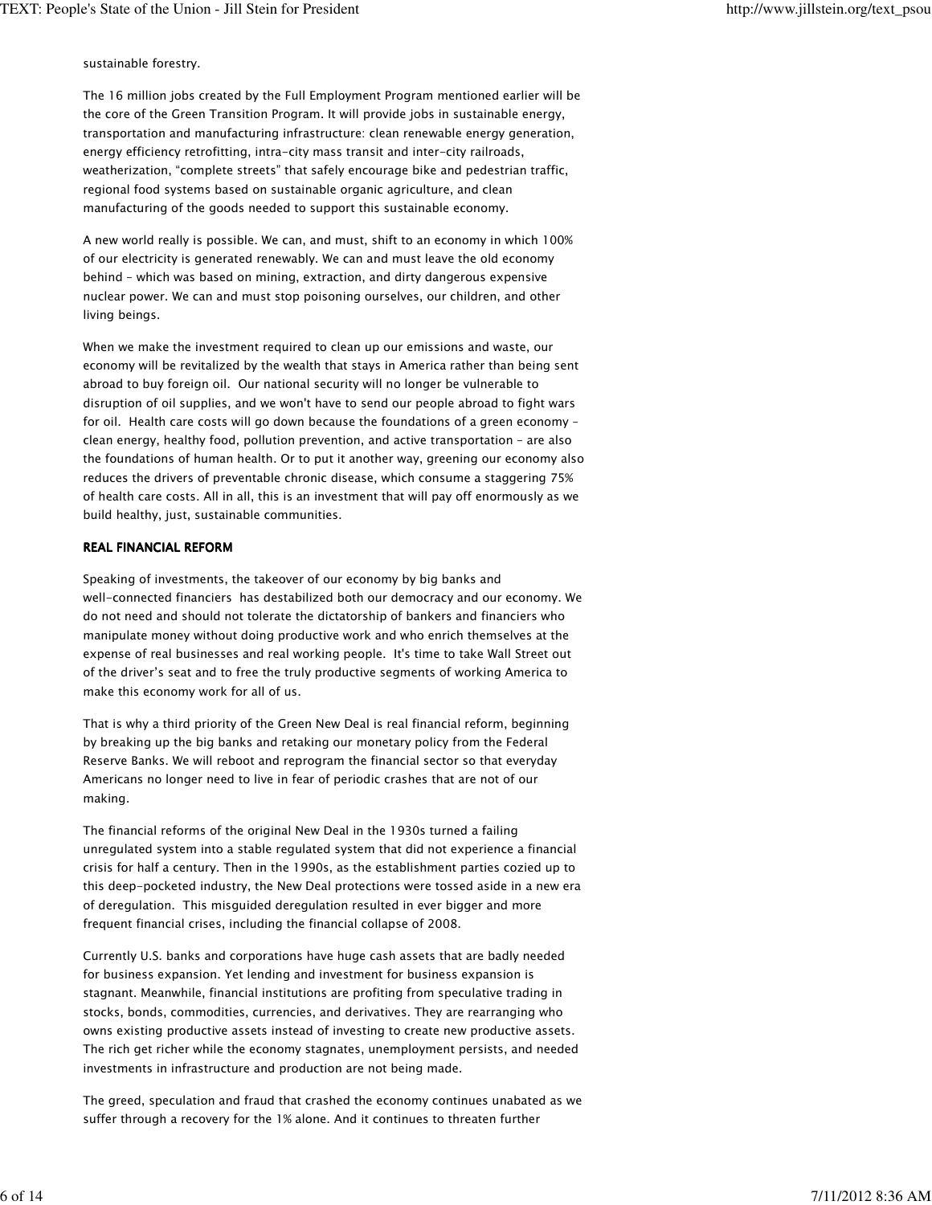sustainable forestry.

The 16 million jobs created by the Full Employment Program mentioned earlier will be the core of the Green Transition Program. It will provide jobs in sustainable energy, transportation and manufacturing infrastructure: clean renewable energy generation, energy efficiency retrofitting, intra-city mass transit and inter-city railroads, weatherization, "complete streets" that safely encourage bike and pedestrian traffic, regional food systems based on sustainable organic agriculture, and clean manufacturing of the goods needed to support this sustainable economy.

A new world really is possible. We can, and must, shift to an economy in which 100% of our electricity is generated renewably. We can and must leave the old economy behind – which was based on mining, extraction, and dirty dangerous expensive nuclear power. We can and must stop poisoning ourselves, our children, and other living beings.

When we make the investment required to clean up our emissions and waste, our economy will be revitalized by the wealth that stays in America rather than being sent abroad to buy foreign oil. Our national security will no longer be vulnerable to disruption of oil supplies, and we won't have to send our people abroad to fight wars for oil. Health care costs will go down because the foundations of a green economy – clean energy, healthy food, pollution prevention, and active transportation – are also the foundations of human health. Or to put it another way, greening our economy also reduces the drivers of preventable chronic disease, which consume a staggering 75% of health care costs. All in all, this is an investment that will pay off enormously as we build healthy, just, sustainable communities.

## REAL FINANCIAL REFORM

Speaking of investments, the takeover of our economy by big banks and well-connected financiers has destabilized both our democracy and our economy. We do not need and should not tolerate the dictatorship of bankers and financiers who manipulate money without doing productive work and who enrich themselves at the expense of real businesses and real working people. It's time to take Wall Street out of the driver's seat and to free the truly productive segments of working America to make this economy work for all of us.

That is why a third priority of the Green New Deal is real financial reform, beginning by breaking up the big banks and retaking our monetary policy from the Federal Reserve Banks. We will reboot and reprogram the financial sector so that everyday Americans no longer need to live in fear of periodic crashes that are not of our making.

The financial reforms of the original New Deal in the 1930s turned a failing unregulated system into a stable regulated system that did not experience a financial crisis for half a century. Then in the 1990s, as the establishment parties cozied up to this deep-pocketed industry, the New Deal protections were tossed aside in a new era of deregulation. This misguided deregulation resulted in ever bigger and more frequent financial crises, including the financial collapse of 2008.

Currently U.S. banks and corporations have huge cash assets that are badly needed for business expansion. Yet lending and investment for business expansion is stagnant. Meanwhile, financial institutions are profiting from speculative trading in stocks, bonds, commodities, currencies, and derivatives. They are rearranging who owns existing productive assets instead of investing to create new productive assets. The rich get richer while the economy stagnates, unemployment persists, and needed investments in infrastructure and production are not being made.

The greed, speculation and fraud that crashed the economy continues unabated as we suffer through a recovery for the 1% alone. And it continues to threaten further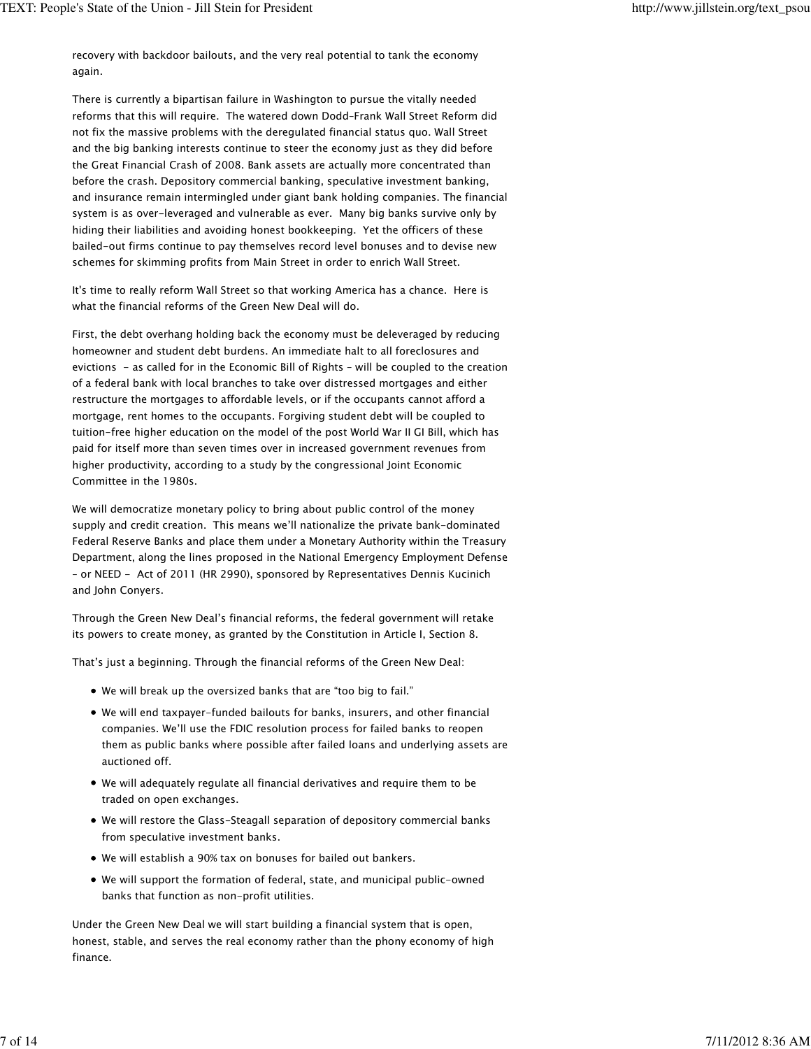recovery with backdoor bailouts, and the very real potential to tank the economy again.

There is currently a bipartisan failure in Washington to pursue the vitally needed reforms that this will require. The watered down Dodd-Frank Wall Street Reform did not fix the massive problems with the deregulated financial status quo. Wall Street and the big banking interests continue to steer the economy just as they did before the Great Financial Crash of 2008. Bank assets are actually more concentrated than before the crash. Depository commercial banking, speculative investment banking, and insurance remain intermingled under giant bank holding companies. The financial system is as over-leveraged and vulnerable as ever. Many big banks survive only by hiding their liabilities and avoiding honest bookkeeping. Yet the officers of these bailed-out firms continue to pay themselves record level bonuses and to devise new schemes for skimming profits from Main Street in order to enrich Wall Street.

It's time to really reform Wall Street so that working America has a chance. Here is what the financial reforms of the Green New Deal will do.

First, the debt overhang holding back the economy must be deleveraged by reducing homeowner and student debt burdens. An immediate halt to all foreclosures and evictions - as called for in the Economic Bill of Rights – will be coupled to the creation of a federal bank with local branches to take over distressed mortgages and either restructure the mortgages to affordable levels, or if the occupants cannot afford a mortgage, rent homes to the occupants. Forgiving student debt will be coupled to tuition-free higher education on the model of the post World War II GI Bill, which has paid for itself more than seven times over in increased government revenues from higher productivity, according to a study by the congressional Joint Economic Committee in the 1980s.

We will democratize monetary policy to bring about public control of the money supply and credit creation. This means we'll nationalize the private bank-dominated Federal Reserve Banks and place them under a Monetary Authority within the Treasury Department, along the lines proposed in the National Emergency Employment Defense – or NEED - Act of 2011 (HR 2990), sponsored by Representatives Dennis Kucinich and John Conyers.

Through the Green New Deal's financial reforms, the federal government will retake its powers to create money, as granted by the Constitution in Article I, Section 8.

That's just a beginning. Through the financial reforms of the Green New Deal:

- We will break up the oversized banks that are "too big to fail."
- We will end taxpayer-funded bailouts for banks, insurers, and other financial companies. We'll use the FDIC resolution process for failed banks to reopen them as public banks where possible after failed loans and underlying assets are auctioned off.
- We will adequately regulate all financial derivatives and require them to be traded on open exchanges.
- We will restore the Glass-Steagall separation of depository commercial banks from speculative investment banks.
- We will establish a 90% tax on bonuses for bailed out bankers.
- We will support the formation of federal, state, and municipal public-owned banks that function as non-profit utilities.

Under the Green New Deal we will start building a financial system that is open, honest, stable, and serves the real economy rather than the phony economy of high finance.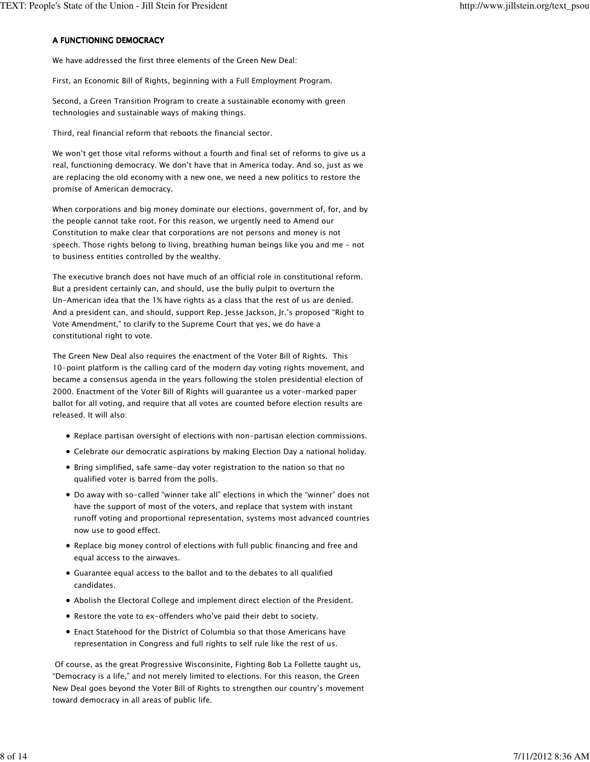## A FUNCTIONING DEMOCRACY

We have addressed the first three elements of the Green New Deal:

First, an Economic Bill of Rights, beginning with a Full Employment Program.

Second, a Green Transition Program to create a sustainable economy with green technologies and sustainable ways of making things.

Third, real financial reform that reboots the financial sector.

We won't get those vital reforms without a fourth and final set of reforms to give us a real, functioning democracy. We don't have that in America today. And so, just as we are replacing the old economy with a new one, we need a new politics to restore the promise of American democracy.

When corporations and big money dominate our elections, government of, for, and by the people cannot take root. For this reason, we urgently need to Amend our Constitution to make clear that corporations are not persons and money is not speech. Those rights belong to living, breathing human beings like you and me - not to business entities controlled by the wealthy.

The executive branch does not have much of an official role in constitutional reform. But a president certainly can, and should, use the bully pulpit to overturn the Un-American idea that the 1% have rights as a class that the rest of us are denied. And a president can, and should, support Rep. Jesse Jackson, Jr.'s proposed "Right to Vote Amendment," to clarify to the Supreme Court that yes, we do have a constitutional right to vote.

The Green New Deal also requires the enactment of the Voter Bill of Rights. This 10-point platform is the calling card of the modern day voting rights movement, and became a consensus agenda in the years following the stolen presidential election of 2000. Enactment of the Voter Bill of Rights will guarantee us a voter-marked paper ballot for all voting, and require that all votes are counted before election results are released. It will also:

- Replace partisan oversight of elections with non-partisan election commissions.
- Celebrate our democratic aspirations by making Election Day a national holiday.
- Bring simplified, safe same-day voter registration to the nation so that no qualified voter is barred from the polls.
- Do away with so-called "winner take all" elections in which the "winner" does not have the support of most of the voters, and replace that system with instant runoff voting and proportional representation, systems most advanced countries now use to good effect.
- Replace big money control of elections with full public financing and free and equal access to the airwaves.
- Guarantee equal access to the ballot and to the debates to all qualified candidates.
- Abolish the Electoral College and implement direct election of the President.
- Restore the vote to ex-offenders who've paid their debt to society.
- Enact Statehood for the District of Columbia so that those Americans have representation in Congress and full rights to self rule like the rest of us.

Of course, as the great Progressive Wisconsinite, Fighting Bob La Follette taught us, "Democracy is a life," and not merely limited to elections. For this reason, the Green New Deal goes beyond the Voter Bill of Rights to strengthen our country's movement toward democracy in all areas of public life.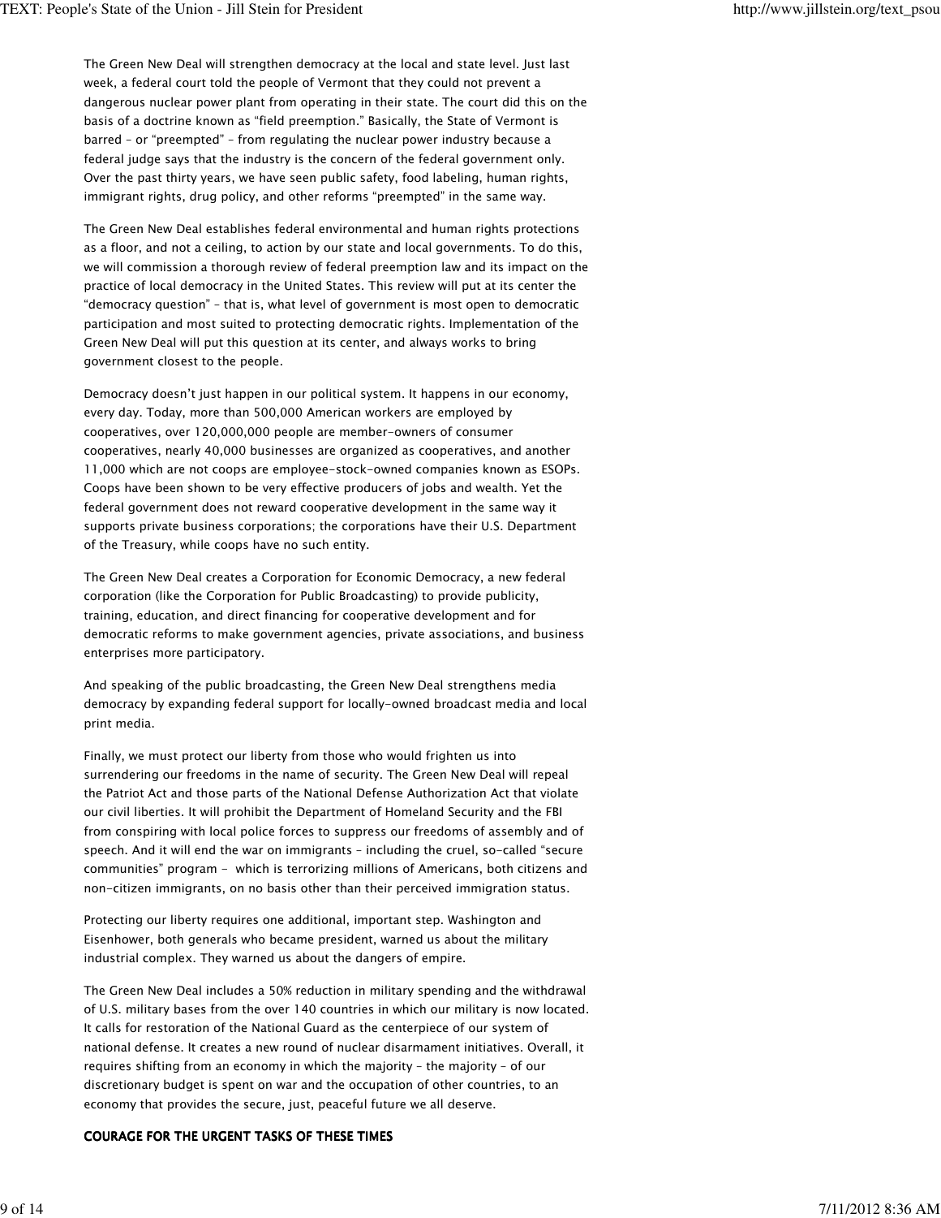The Green New Deal will strengthen democracy at the local and state level. Just last week, a federal court told the people of Vermont that they could not prevent a dangerous nuclear power plant from operating in their state. The court did this on the basis of a doctrine known as "field preemption." Basically, the State of Vermont is barred – or "preempted" – from regulating the nuclear power industry because a federal judge says that the industry is the concern of the federal government only. Over the past thirty years, we have seen public safety, food labeling, human rights, immigrant rights, drug policy, and other reforms "preempted" in the same way.

The Green New Deal establishes federal environmental and human rights protections as a floor, and not a ceiling, to action by our state and local governments. To do this, we will commission a thorough review of federal preemption law and its impact on the practice of local democracy in the United States. This review will put at its center the "democracy question" – that is, what level of government is most open to democratic participation and most suited to protecting democratic rights. Implementation of the Green New Deal will put this question at its center, and always works to bring government closest to the people.

Democracy doesn't just happen in our political system. It happens in our economy, every day. Today, more than 500,000 American workers are employed by cooperatives, over 120,000,000 people are member-owners of consumer cooperatives, nearly 40,000 businesses are organized as cooperatives, and another 11,000 which are not coops are employee-stock-owned companies known as ESOPs. Coops have been shown to be very effective producers of jobs and wealth. Yet the federal government does not reward cooperative development in the same way it supports private business corporations; the corporations have their U.S. Department of the Treasury, while coops have no such entity.

The Green New Deal creates a Corporation for Economic Democracy, a new federal corporation (like the Corporation for Public Broadcasting) to provide publicity, training, education, and direct financing for cooperative development and for democratic reforms to make government agencies, private associations, and business enterprises more participatory.

And speaking of the public broadcasting, the Green New Deal strengthens media democracy by expanding federal support for locally-owned broadcast media and local print media.

Finally, we must protect our liberty from those who would frighten us into surrendering our freedoms in the name of security. The Green New Deal will repeal the Patriot Act and those parts of the National Defense Authorization Act that violate our civil liberties. It will prohibit the Department of Homeland Security and the FBI from conspiring with local police forces to suppress our freedoms of assembly and of speech. And it will end the war on immigrants – including the cruel, so-called "secure communities" program - which is terrorizing millions of Americans, both citizens and non-citizen immigrants, on no basis other than their perceived immigration status.

Protecting our liberty requires one additional, important step. Washington and Eisenhower, both generals who became president, warned us about the military industrial complex. They warned us about the dangers of empire.

The Green New Deal includes a 50% reduction in military spending and the withdrawal of U.S. military bases from the over 140 countries in which our military is now located. It calls for restoration of the National Guard as the centerpiece of our system of national defense. It creates a new round of nuclear disarmament initiatives. Overall, it requires shifting from an economy in which the majority – the majority – of our discretionary budget is spent on war and the occupation of other countries, to an economy that provides the secure, just, peaceful future we all deserve.

## COURAGE FOR THE URGENT TASKS OF THESE TIMES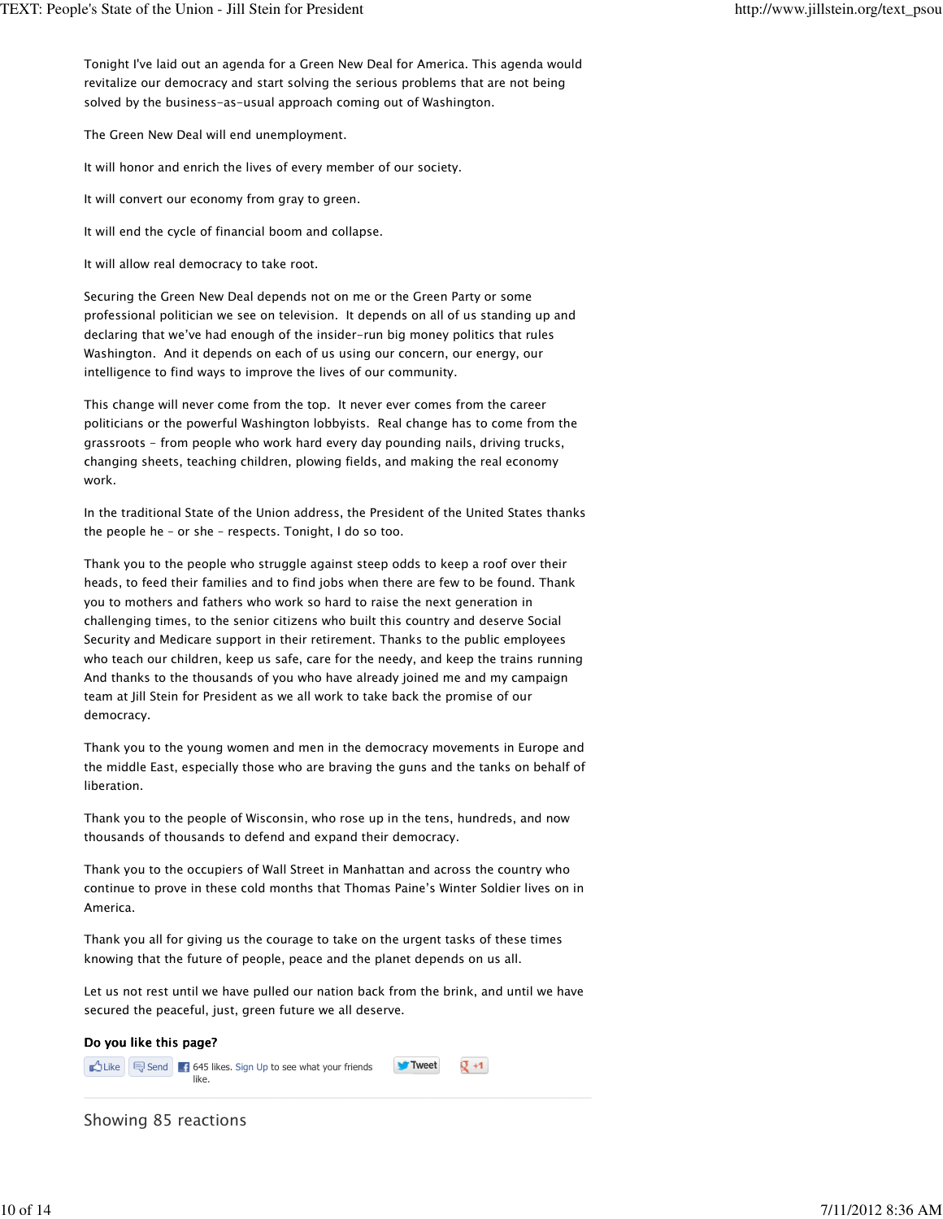Tonight I've laid out an agenda for a Green New Deal for America. This agenda would revitalize our democracy and start solving the serious problems that are not being solved by the business-as-usual approach coming out of Washington.

The Green New Deal will end unemployment.

It will honor and enrich the lives of every member of our society.

It will convert our economy from gray to green.

It will end the cycle of financial boom and collapse.

It will allow real democracy to take root.

Securing the Green New Deal depends not on me or the Green Party or some professional politician we see on television. It depends on all of us standing up and declaring that we've had enough of the insider-run big money politics that rules Washington. And it depends on each of us using our concern, our energy, our intelligence to find ways to improve the lives of our community.

This change will never come from the top. It never ever comes from the career politicians or the powerful Washington lobbyists. Real change has to come from the grassroots – from people who work hard every day pounding nails, driving trucks, changing sheets, teaching children, plowing fields, and making the real economy work.

In the traditional State of the Union address, the President of the United States thanks the people he – or she – respects. Tonight, I do so too.

Thank you to the people who struggle against steep odds to keep a roof over their heads, to feed their families and to find jobs when there are few to be found. Thank you to mothers and fathers who work so hard to raise the next generation in challenging times, to the senior citizens who built this country and deserve Social Security and Medicare support in their retirement. Thanks to the public employees who teach our children, keep us safe, care for the needy, and keep the trains running And thanks to the thousands of you who have already joined me and my campaign team at Jill Stein for President as we all work to take back the promise of our democracy.

Thank you to the young women and men in the democracy movements in Europe and the middle East, especially those who are braving the guns and the tanks on behalf of liberation.

Thank you to the people of Wisconsin, who rose up in the tens, hundreds, and now thousands of thousands to defend and expand their democracy.

Thank you to the occupiers of Wall Street in Manhattan and across the country who continue to prove in these cold months that Thomas Paine's Winter Soldier lives on in America.

Thank you all for giving us the courage to take on the urgent tasks of these times knowing that the future of people, peace and the planet depends on us all.

Let us not rest until we have pulled our nation back from the brink, and until we have secured the peaceful, just, green future we all deserve.

**Do you like this page?**

Like Send 645 likes. Sign Up to see what your friends like. Tweet +1

Showing 85 reactions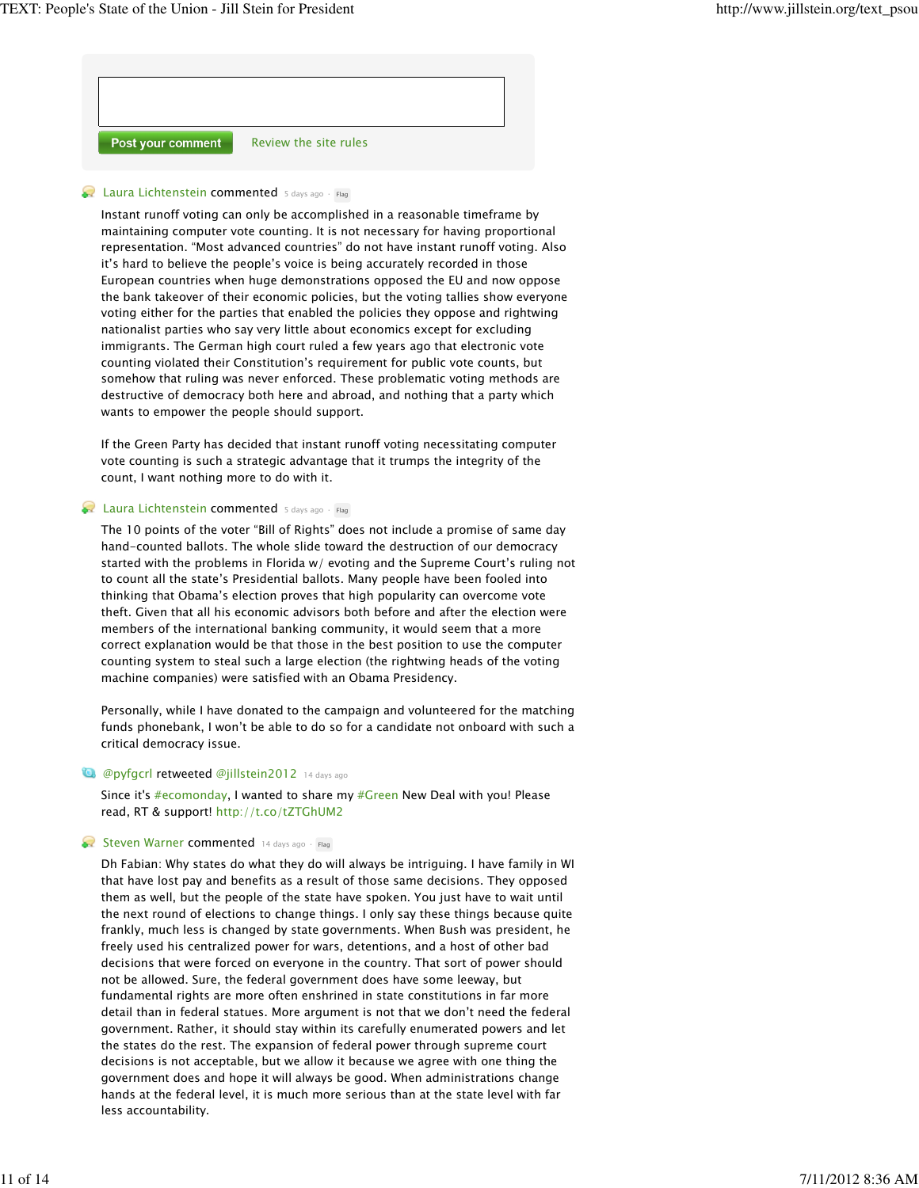Post your comment    Review the site rules

Laura Lichtenstein commented 5 days ago · Flag

Instant runoff voting can only be accomplished in a reasonable timeframe by maintaining computer vote counting. It is not necessary for having proportional representation. "Most advanced countries" do not have instant runoff voting. Also it's hard to believe the people's voice is being accurately recorded in those European countries when huge demonstrations opposed the EU and now oppose the bank takeover of their economic policies, but the voting tallies show everyone voting either for the parties that enabled the policies they oppose and rightwing nationalist parties who say very little about economics except for excluding immigrants. The German high court ruled a few years ago that electronic vote counting violated their Constitution's requirement for public vote counts, but somehow that ruling was never enforced. These problematic voting methods are destructive of democracy both here and abroad, and nothing that a party which wants to empower the people should support.

If the Green Party has decided that instant runoff voting necessitating computer vote counting is such a strategic advantage that it trumps the integrity of the count, I want nothing more to do with it.

Laura Lichtenstein commented 5 days ago · Flag

The 10 points of the voter "Bill of Rights" does not include a promise of same day hand-counted ballots. The whole slide toward the destruction of our democracy started with the problems in Florida w/ evoting and the Supreme Court's ruling not to count all the state's Presidential ballots. Many people have been fooled into thinking that Obama's election proves that high popularity can overcome vote theft. Given that all his economic advisors both before and after the election were members of the international banking community, it would seem that a more correct explanation would be that those in the best position to use the computer counting system to steal such a large election (the rightwing heads of the voting machine companies) were satisfied with an Obama Presidency.

Personally, while I have donated to the campaign and volunteered for the matching funds phonebank, I won't be able to do so for a candidate not onboard with such a critical democracy issue.

@pyfgcrl retweeted @jillstein2012 14 days ago

Since it's #ecomonday, I wanted to share my #Green New Deal with you! Please read, RT & support! http://t.co/tZTGhUM2

Steven Warner commented 14 days ago · Flag

Dh Fabian: Why states do what they do will always be intriguing. I have family in WI that have lost pay and benefits as a result of those same decisions. They opposed them as well, but the people of the state have spoken. You just have to wait until the next round of elections to change things. I only say these things because quite frankly, much less is changed by state governments. When Bush was president, he freely used his centralized power for wars, detentions, and a host of other bad decisions that were forced on everyone in the country. That sort of power should not be allowed. Sure, the federal government does have some leeway, but fundamental rights are more often enshrined in state constitutions in far more detail than in federal statues. More argument is not that we don't need the federal government. Rather, it should stay within its carefully enumerated powers and let the states do the rest. The expansion of federal power through supreme court decisions is not acceptable, but we allow it because we agree with one thing the government does and hope it will always be good. When administrations change hands at the federal level, it is much more serious than at the state level with far less accountability.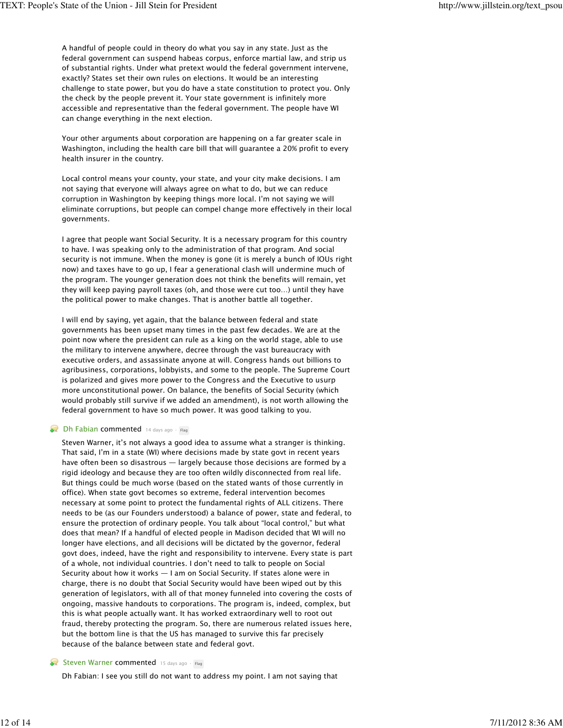A handful of people could in theory do what you say in any state. Just as the federal government can suspend habeas corpus, enforce martial law, and strip us of substantial rights. Under what pretext would the federal government intervene, exactly? States set their own rules on elections. It would be an interesting challenge to state power, but you do have a state constitution to protect you. Only the check by the people prevent it. Your state government is infinitely more accessible and representative than the federal government. The people have WI can change everything in the next election.

Your other arguments about corporation are happening on a far greater scale in Washington, including the health care bill that will guarantee a 20% profit to every health insurer in the country.

Local control means your county, your state, and your city make decisions. I am not saying that everyone will always agree on what to do, but we can reduce corruption in Washington by keeping things more local. I'm not saying we will eliminate corruptions, but people can compel change more effectively in their local governments.

I agree that people want Social Security. It is a necessary program for this country to have. I was speaking only to the administration of that program. And social security is not immune. When the money is gone (it is merely a bunch of IOUs right now) and taxes have to go up, I fear a generational clash will undermine much of the program. The younger generation does not think the benefits will remain, yet they will keep paying payroll taxes (oh, and those were cut too…) until they have the political power to make changes. That is another battle all together.

I will end by saying, yet again, that the balance between federal and state governments has been upset many times in the past few decades. We are at the point now where the president can rule as a king on the world stage, able to use the military to intervene anywhere, decree through the vast bureaucracy with executive orders, and assassinate anyone at will. Congress hands out billions to agribusiness, corporations, lobbyists, and some to the people. The Supreme Court is polarized and gives more power to the Congress and the Executive to usurp more unconstitutional power. On balance, the benefits of Social Security (which would probably still survive if we added an amendment), is not worth allowing the federal government to have so much power. It was good talking to you.

**Dh Fabian commented** 14 days ago · Flag

Steven Warner, it's not always a good idea to assume what a stranger is thinking. That said, I'm in a state (WI) where decisions made by state govt in recent years have often been so disastrous — largely because those decisions are formed by a rigid ideology and because they are too often wildly disconnected from real life. But things could be much worse (based on the stated wants of those currently in office). When state govt becomes so extreme, federal intervention becomes necessary at some point to protect the fundamental rights of ALL citizens. There needs to be (as our Founders understood) a balance of power, state and federal, to ensure the protection of ordinary people. You talk about "local control," but what does that mean? If a handful of elected people in Madison decided that WI will no longer have elections, and all decisions will be dictated by the governor, federal govt does, indeed, have the right and responsibility to intervene. Every state is part of a whole, not individual countries. I don't need to talk to people on Social Security about how it works — I am on Social Security. If states alone were in charge, there is no doubt that Social Security would have been wiped out by this generation of legislators, with all of that money funneled into covering the costs of ongoing, massive handouts to corporations. The program is, indeed, complex, but this is what people actually want. It has worked extraordinary well to root out fraud, thereby protecting the program. So, there are numerous related issues here, but the bottom line is that the US has managed to survive this far precisely because of the balance between state and federal govt.

**Steven Warner commented** 15 days ago · Flag

Dh Fabian: I see you still do not want to address my point. I am not saying that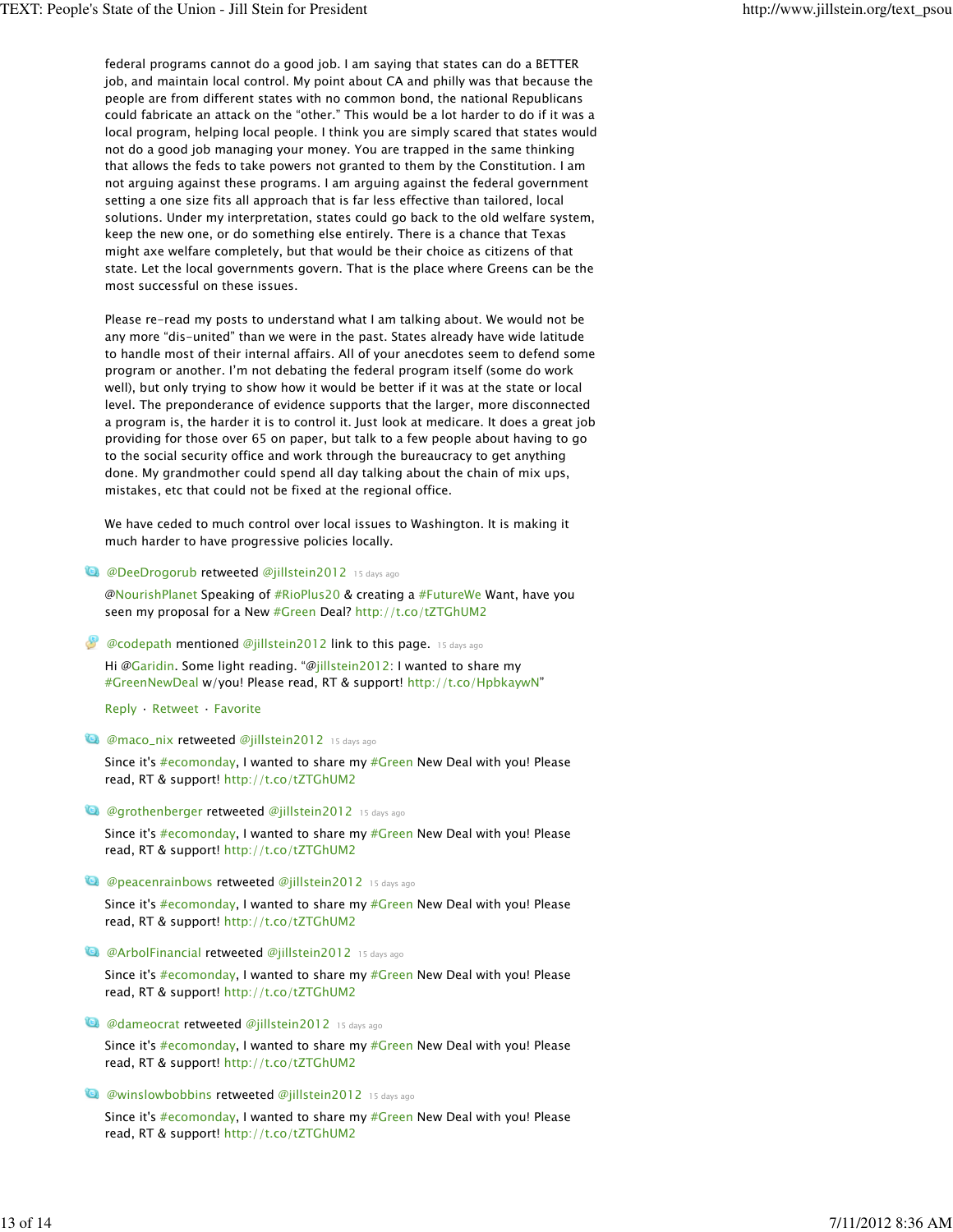federal programs cannot do a good job. I am saying that states can do a BETTER job, and maintain local control. My point about CA and philly was that because the people are from different states with no common bond, the national Republicans could fabricate an attack on the "other." This would be a lot harder to do if it was a local program, helping local people. I think you are simply scared that states would not do a good job managing your money. You are trapped in the same thinking that allows the feds to take powers not granted to them by the Constitution. I am not arguing against these programs. I am arguing against the federal government setting a one size fits all approach that is far less effective than tailored, local solutions. Under my interpretation, states could go back to the old welfare system, keep the new one, or do something else entirely. There is a chance that Texas might axe welfare completely, but that would be their choice as citizens of that state. Let the local governments govern. That is the place where Greens can be the most successful on these issues.

Please re-read my posts to understand what I am talking about. We would not be any more "dis-united" than we were in the past. States already have wide latitude to handle most of their internal affairs. All of your anecdotes seem to defend some program or another. I'm not debating the federal program itself (some do work well), but only trying to show how it would be better if it was at the state or local level. The preponderance of evidence supports that the larger, more disconnected a program is, the harder it is to control it. Just look at medicare. It does a great job providing for those over 65 on paper, but talk to a few people about having to go to the social security office and work through the bureaucracy to get anything done. My grandmother could spend all day talking about the chain of mix ups, mistakes, etc that could not be fixed at the regional office.

We have ceded to much control over local issues to Washington. It is making it much harder to have progressive policies locally.

@DeeDrogorub retweeted @jillstein2012 15 days ago

@NourishPlanet Speaking of #RioPlus20 & creating a #FutureWe Want, have you seen my proposal for a New #Green Deal? http://t.co/tZTGhUM2

@codepath mentioned @jillstein2012 link to this page. 15 days ago

Hi @Garidin. Some light reading. "@jillstein2012: I wanted to share my #GreenNewDeal w/you! Please read, RT & support! http://t.co/HpbkaywN"

Reply · Retweet · Favorite

@maco_nix retweeted @jillstein2012 15 days ago

Since it's #ecomonday, I wanted to share my #Green New Deal with you! Please read, RT & support! http://t.co/tZTGhUM2

@grothenberger retweeted @jillstein2012 15 days ago

Since it's #ecomonday, I wanted to share my #Green New Deal with you! Please read, RT & support! http://t.co/tZTGhUM2

@peacenrainbows retweeted @jillstein2012 15 days ago

Since it's #ecomonday, I wanted to share my #Green New Deal with you! Please read, RT & support! http://t.co/tZTGhUM2

@ArbolFinancial retweeted @jillstein2012 15 days ago

Since it's #ecomonday, I wanted to share my #Green New Deal with you! Please read, RT & support! http://t.co/tZTGhUM2

@dameocrat retweeted @jillstein2012 15 days ago

Since it's #ecomonday, I wanted to share my #Green New Deal with you! Please read, RT & support! http://t.co/tZTGhUM2

@winslowbobbins retweeted @jillstein2012 15 days ago

Since it's #ecomonday, I wanted to share my #Green New Deal with you! Please read, RT & support! http://t.co/tZTGhUM2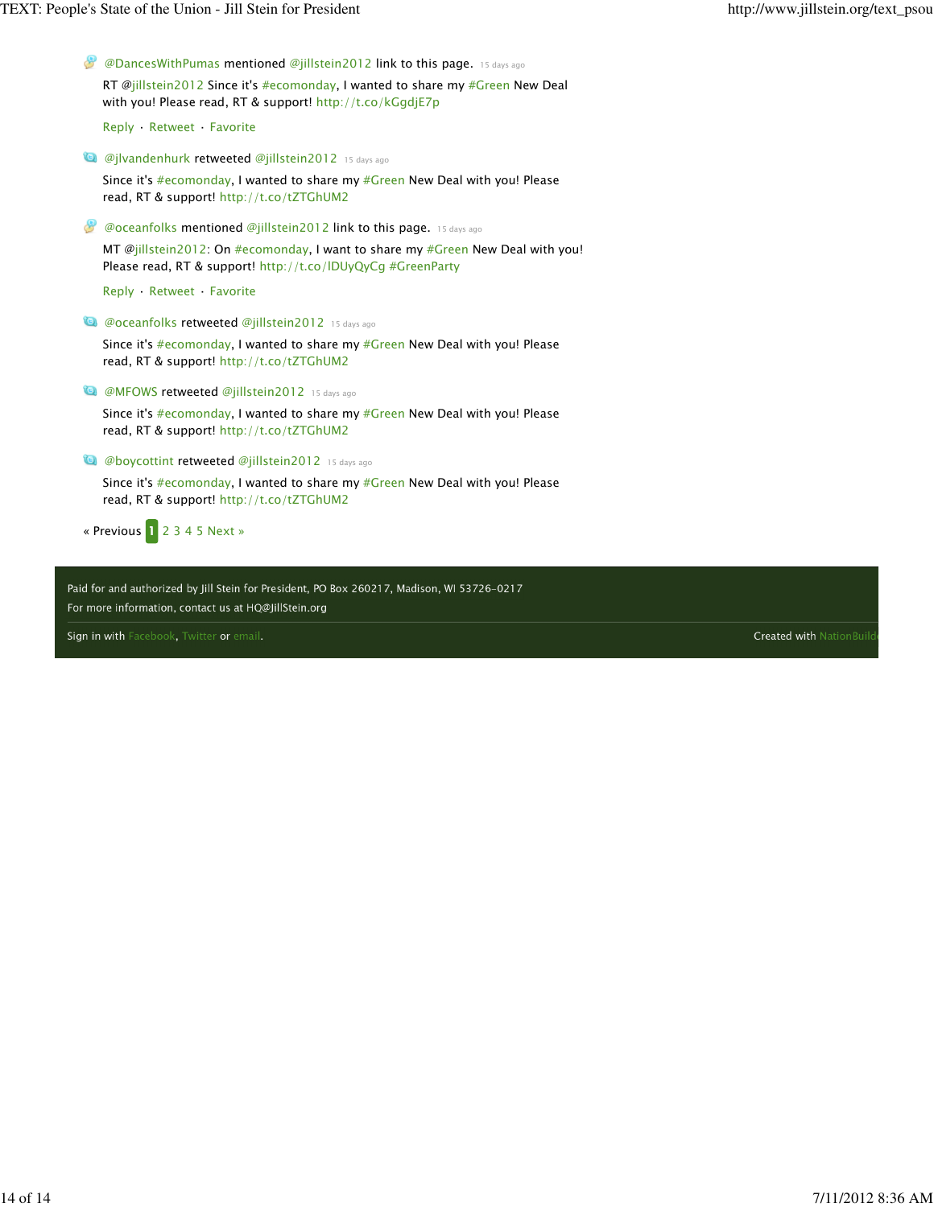@DancesWithPumas mentioned @jillstein2012 link to this page. 15 days ago

RT @jillstein2012 Since it's #ecomonday, I wanted to share my #Green New Deal with you! Please read, RT & support! http://t.co/kGgdjE7p

Reply · Retweet · Favorite

@jlvandenhurk retweeted @jillstein2012 15 days ago

Since it's #ecomonday, I wanted to share my #Green New Deal with you! Please read, RT & support! http://t.co/tZTGhUM2

@oceanfolks mentioned @jillstein2012 link to this page. 15 days ago

MT @jillstein2012: On #ecomonday, I want to share my #Green New Deal with you! Please read, RT & support! http://t.co/lDUyQyCg #GreenParty

Reply · Retweet · Favorite

@oceanfolks retweeted @jillstein2012 15 days ago

Since it's #ecomonday, I wanted to share my #Green New Deal with you! Please read, RT & support! http://t.co/tZTGhUM2

@MFOWS retweeted @jillstein2012 15 days ago

Since it's #ecomonday, I wanted to share my #Green New Deal with you! Please read, RT & support! http://t.co/tZTGhUM2

@boycottint retweeted @jillstein2012 15 days ago

Since it's #ecomonday, I wanted to share my #Green New Deal with you! Please read, RT & support! http://t.co/tZTGhUM2

« Previous 1 2 3 4 5 Next »

Paid for and authorized by Jill Stein for President, PO Box 260217, Madison, WI 53726-0217

For more information, contact us at HQ@JillStein.org

Sign in with Facebook, Twitter or email.

Created with NationBuilder